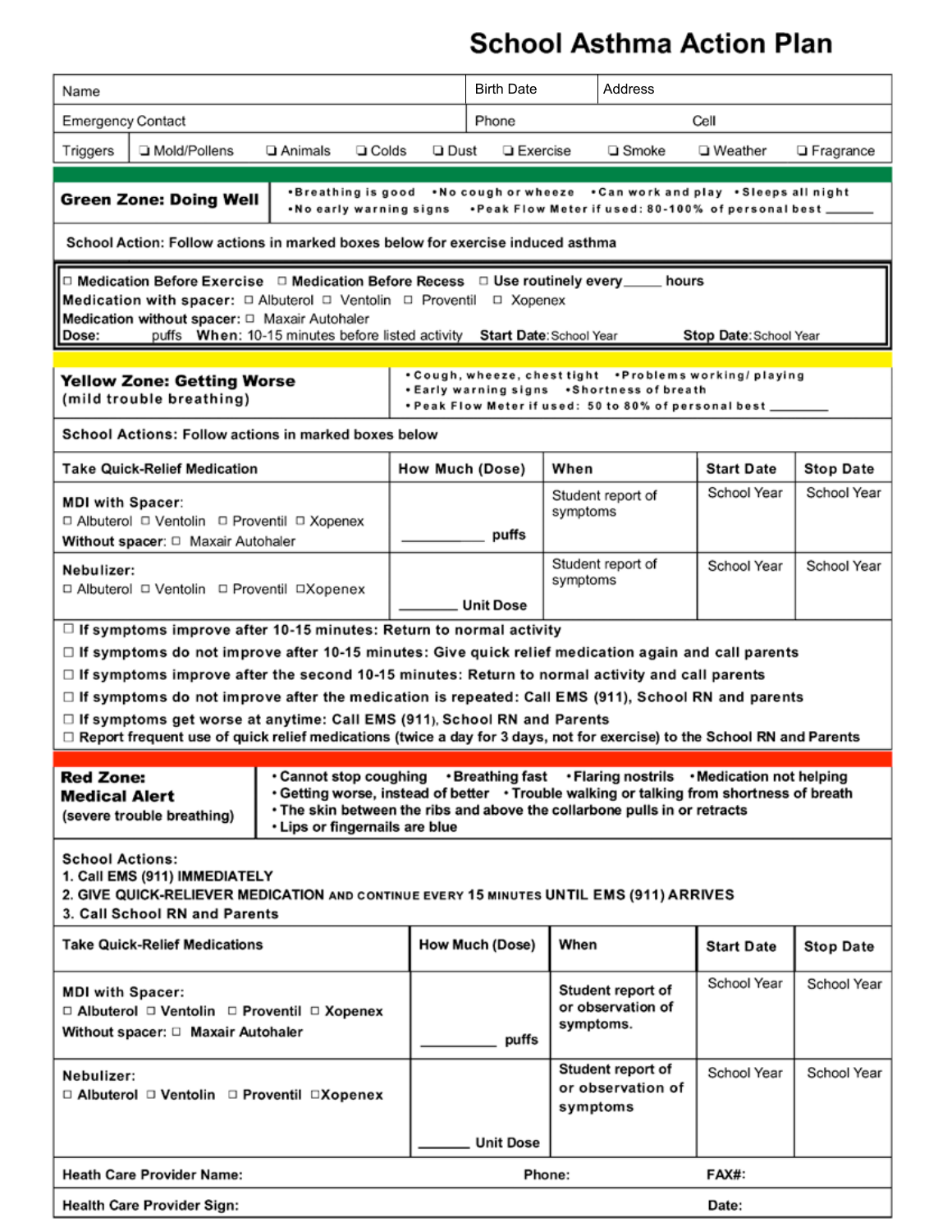# School Asthma Action Plan

| Name | Birth Date | Address |
|---|---|---|
| Emergency Contact | Phone | Cell |

**Triggers:** ☐ Mold/Pollens ☐ Animals ☐ Colds ☐ Dust ☐ Exercise ☐ Smoke ☐ Weather ☐ Fragrance

## Green Zone: Doing Well

- Breathing is good
- No cough or wheeze
- Can work and play
- Sleeps all night
- No early warning signs
- Peak Flow Meter if used: 80-100% of personal best ______

**School Action: Follow actions in marked boxes below for exercise induced asthma**

☐ **Medication Before Exercise** ☐ **Medication Before Recess** ☐ **Use routinely every_____ hours**

**Medication with spacer:** ☐ Albuterol ☐ Ventolin ☐ Proventil ☐ Xopenex

**Medication without spacer:** ☐ Maxair Autohaler

**Dose:** puffs **When:** 10-15 minutes before listed activity **Start Date:** School Year **Stop Date:** School Year

## Yellow Zone: Getting Worse
(mild trouble breathing)

- Cough, wheeze, chest tight
- Problems working/ playing
- Early warning signs
- Shortness of breath
- Peak Flow Meter if used: 50 to 80% of personal best ________

**School Actions: Follow actions in marked boxes below**

| Take Quick-Relief Medication | How Much (Dose) | When | Start Date | Stop Date |
|---|---|---|---|---|
| **MDI with Spacer:** ☐ Albuterol ☐ Ventolin ☐ Proventil ☐ Xopenex **Without spacer:** ☐ Maxair Autohaler | __________ puffs | Student report of symptoms | School Year | School Year |
| **Nebulizer:** ☐ Albuterol ☐ Ventolin ☐ Proventil ☐ Xopenex | ________ Unit Dose | Student report of symptoms | School Year | School Year |

- ☐ **If symptoms improve after 10-15 minutes: Return to normal activity**
- ☐ **If symptoms do not improve after 10-15 minutes: Give quick relief medication again and call parents**
- ☐ **If symptoms improve after the second 10-15 minutes: Return to normal activity and call parents**
- ☐ **If symptoms do not improve after the medication is repeated: Call EMS (911), School RN and parents**
- ☐ **If symptoms get worse at anytime: Call EMS (911), School RN and Parents**
- ☐ **Report frequent use of quick relief medications (twice a day for 3 days, not for exercise) to the School RN and Parents**

## Red Zone: Medical Alert
(severe trouble breathing)

- Cannot stop coughing
- Breathing fast
- Flaring nostrils
- Medication not helping
- Getting worse, instead of better
- Trouble walking or talking from shortness of breath
- The skin between the ribs and above the collarbone pulls in or retracts
- Lips or fingernails are blue

**School Actions:**

1. **Call EMS (911) IMMEDIATELY**
2. **GIVE QUICK-RELIEVER MEDICATION AND CONTINUE EVERY 15 MINUTES UNTIL EMS (911) ARRIVES**
3. **Call School RN and Parents**

| Take Quick-Relief Medications | How Much (Dose) | When | Start Date | Stop Date |
|---|---|---|---|---|
| **MDI with Spacer:** ☐ Albuterol ☐ Ventolin ☐ Proventil ☐ Xopenex **Without spacer:** ☐ Maxair Autohaler | __________ puffs | **Student report of or observation of symptoms.** | School Year | School Year |
| **Nebulizer:** ☐ Albuterol ☐ Ventolin ☐ Proventil ☐ Xopenex | ______ Unit Dose | **Student report of or observation of symptoms** | School Year | School Year |

| **Heath Care Provider Name:** | **Phone:** | **FAX#:** |
|---|---|---|
| **Health Care Provider Sign:** | | **Date:** |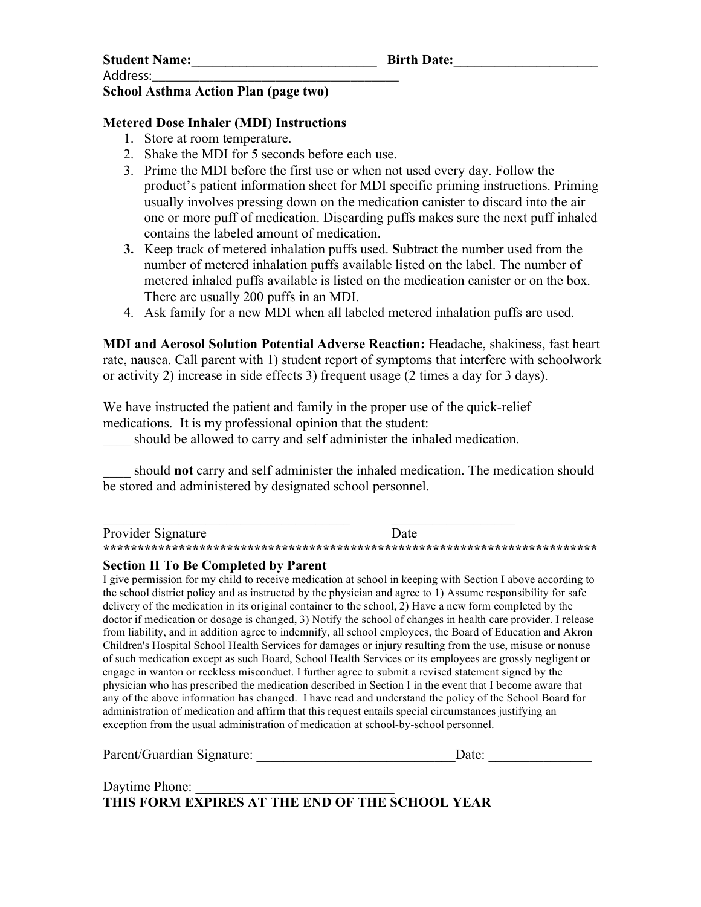**Student Name:___________________________ Birth Date:____________________**
Address:_____________________________________
**School Asthma Action Plan (page two)**

**Metered Dose Inhaler (MDI) Instructions**

1. Store at room temperature.
2. Shake the MDI for 5 seconds before each use.
3. Prime the MDI before the first use or when not used every day. Follow the product's patient information sheet for MDI specific priming instructions. Priming usually involves pressing down on the medication canister to discard into the air one or more puff of medication. Discarding puffs makes sure the next puff inhaled contains the labeled amount of medication.
3. Keep track of metered inhalation puffs used. **S**ubtract the number used from the number of metered inhalation puffs available listed on the label. The number of metered inhaled puffs available is listed on the medication canister or on the box. There are usually 200 puffs in an MDI.
4. Ask family for a new MDI when all labeled metered inhalation puffs are used.

**MDI and Aerosol Solution Potential Adverse Reaction:** Headache, shakiness, fast heart rate, nausea. Call parent with 1) student report of symptoms that interfere with schoolwork or activity 2) increase in side effects 3) frequent usage (2 times a day for 3 days).

We have instructed the patient and family in the proper use of the quick-relief medications. It is my professional opinion that the student:
____ should be allowed to carry and self administer the inhaled medication.

____ should **not** carry and self administer the inhaled medication. The medication should be stored and administered by designated school personnel.

_____________________________________ __________________
Provider Signature Date

****************************************************************************

**Section II To Be Completed by Parent**

I give permission for my child to receive medication at school in keeping with Section I above according to the school district policy and as instructed by the physician and agree to 1) Assume responsibility for safe delivery of the medication in its original container to the school, 2) Have a new form completed by the doctor if medication or dosage is changed, 3) Notify the school of changes in health care provider. I release from liability, and in addition agree to indemnify, all school employees, the Board of Education and Akron Children's Hospital School Health Services for damages or injury resulting from the use, misuse or nonuse of such medication except as such Board, School Health Services or its employees are grossly negligent or engage in wanton or reckless misconduct. I further agree to submit a revised statement signed by the physician who has prescribed the medication described in Section I in the event that I become aware that any of the above information has changed. I have read and understand the policy of the School Board for administration of medication and affirm that this request entails special circumstances justifying an exception from the usual administration of medication at school-by-school personnel.

Parent/Guardian Signature: _____________________________Date: _______________

Daytime Phone: ____________________________

**THIS FORM EXPIRES AT THE END OF THE SCHOOL YEAR**